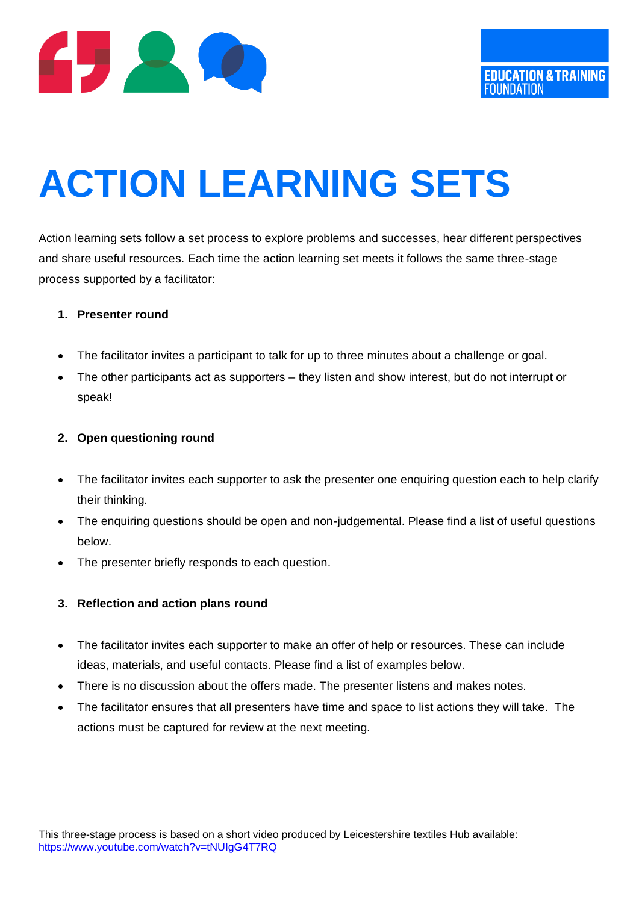# ACTION LEARNING SETS

Action learning sets follow a set process to explore problems and successes, hear different perspectives and share useful resources. Each time the action learning set meets it follows the same three-stage process supported by a facilitator:

1. **Presenter round**

- The facilitator invites a participant to talk for up to three minutes about a challenge or goal.
- The other participants act as supporters – they listen and show interest, but do not interrupt or speak!

2. **Open questioning round**

- The facilitator invites each supporter to ask the presenter one enquiring question each to help clarify their thinking.
- The enquiring questions should be open and non-judgemental. Please find a list of useful questions below.
- The presenter briefly responds to each question.

3. **Reflection and action plans round**

- The facilitator invites each supporter to make an offer of help or resources. These can include ideas, materials, and useful contacts. Please find a list of examples below.
- There is no discussion about the offers made. The presenter listens and makes notes.
- The facilitator ensures that all presenters have time and space to list actions they will take. The actions must be captured for review at the next meeting.

This three-stage process is based on a short video produced by Leicestershire textiles Hub available: https://www.youtube.com/watch?v=tNUIgG4T7RQ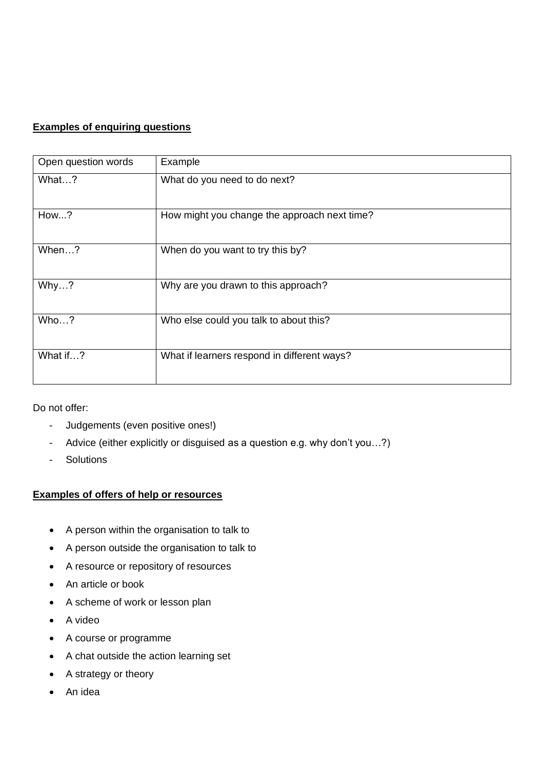**<u>Examples of enquiring questions</u>**

| Open question words | Example |
|---|---|
| What…? | What do you need to do next? |
| How...? | How might you change the approach next time? |
| When…? | When do you want to try this by? |
| Why…? | Why are you drawn to this approach? |
| Who…? | Who else could you talk to about this? |
| What if…? | What if learners respond in different ways? |

Do not offer:

- Judgements (even positive ones!)
- Advice (either explicitly or disguised as a question e.g. why don't you…?)
- Solutions

**<u>Examples of offers of help or resources</u>**

- A person within the organisation to talk to
- A person outside the organisation to talk to
- A resource or repository of resources
- An article or book
- A scheme of work or lesson plan
- A video
- A course or programme
- A chat outside the action learning set
- A strategy or theory
- An idea